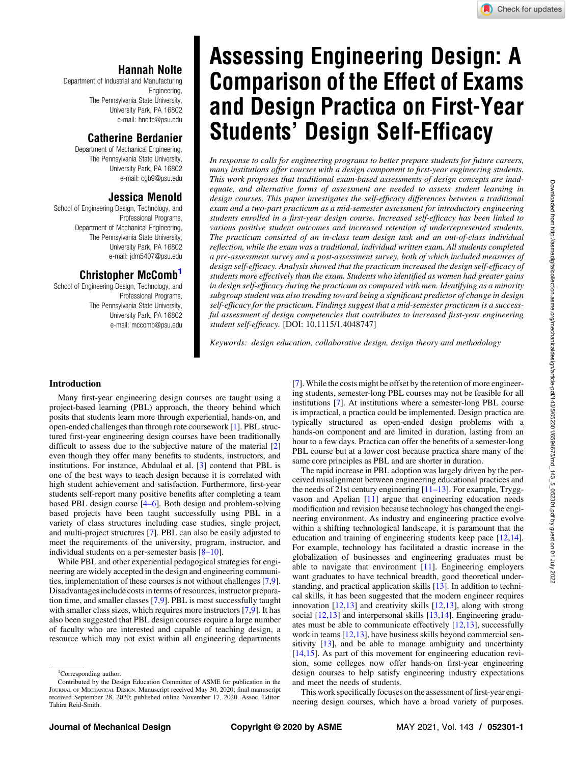# Assessing Engineering Design: A Comparison of the Effect of Exams and Design Practica on First-Year Students' Design Self-Efficacy

**Hannah Nolte**
Department of Industrial and Manufacturing Engineering,
The Pennsylvania State University,
University Park, PA 16802
e-mail: hnolte@psu.edu

**Catherine Berdanier**
Department of Mechanical Engineering,
The Pennsylvania State University,
University Park, PA 16802
e-mail: cgb9@psu.edu

**Jessica Menold**
School of Engineering Design, Technology, and Professional Programs,
Department of Mechanical Engineering,
The Pennsylvania State University,
University Park, PA 16802
e-mail: jdm5407@psu.edu

**Christopher McComb[1]**
School of Engineering Design, Technology, and Professional Programs,
The Pennsylvania State University,
University Park, PA 16802
e-mail: mccomb@psu.edu

*In response to calls for engineering programs to better prepare students for future careers, many institutions offer courses with a design component to first-year engineering students. This work proposes that traditional exam-based assessments of design concepts are inadequate, and alternative forms of assessment are needed to assess student learning in design courses. This paper investigates the self-efficacy differences between a traditional exam and a two-part practicum as a mid-semester assessment for introductory engineering students enrolled in a first-year design course. Increased self-efficacy has been linked to various positive student outcomes and increased retention of underrepresented students. The practicum consisted of an in-class team design task and an out-of-class individual reflection, while the exam was a traditional, individual written exam. All students completed a pre-assessment survey and a post-assessment survey, both of which included measures of design self-efficacy. Analysis showed that the practicum increased the design self-efficacy of students more effectively than the exam. Students who identified as women had greater gains in design self-efficacy during the practicum as compared with men. Identifying as a minority subgroup student was also trending toward being a significant predictor of change in design self-efficacy for the practicum. Findings suggest that a mid-semester practicum is a successful assessment of design competencies that contributes to increased first-year engineering student self-efficacy.* [DOI: 10.1115/1.4048747]

*Keywords: design education, collaborative design, design theory and methodology*

## Introduction

Many first-year engineering design courses are taught using a project-based learning (PBL) approach, the theory behind which posits that students learn more through experiential, hands-on, and open-ended challenges than through rote coursework [1]. PBL structured first-year engineering design courses have been traditionally difficult to assess due to the subjective nature of the material [2] even though they offer many benefits to students, instructors, and institutions. For instance, Abdulaal et al. [3] contend that PBL is one of the best ways to teach design because it is correlated with high student achievement and satisfaction. Furthermore, first-year students self-report many positive benefits after completing a team based PBL design course [4–6]. Both design and problem-solving based projects have been taught successfully using PBL in a variety of class structures including case studies, single project, and multi-project structures [7]. PBL can also be easily adjusted to meet the requirements of the university, program, instructor, and individual students on a per-semester basis [8–10].

While PBL and other experiential pedagogical strategies for engineering are widely accepted in the design and engineering communities, implementation of these courses is not without challenges [7,9]. Disadvantages include costs in terms of resources, instructor preparation time, and smaller classes [7,9]. PBL is most successfully taught with smaller class sizes, which requires more instructors [7,9]. It has also been suggested that PBL design courses require a large number of faculty who are interested and capable of teaching design, a resource which may not exist within all engineering departments [7]. While the costs might be offset by the retention of more engineering students, semester-long PBL courses may not be feasible for all institutions [7]. At institutions where a semester-long PBL course is impractical, a practica could be implemented. Design practica are typically structured as open-ended design problems with a hands-on component and are limited in duration, lasting from an hour to a few days. Practica can offer the benefits of a semester-long PBL course but at a lower cost because practica share many of the same core principles as PBL and are shorter in duration.

The rapid increase in PBL adoption was largely driven by the perceived misalignment between engineering educational practices and the needs of 21st century engineering [11–13]. For example, Tryggvason and Apelian [11] argue that engineering education needs modification and revision because technology has changed the engineering environment. As industry and engineering practice evolve within a shifting technological landscape, it is paramount that the education and training of engineering students keep pace [12,14]. For example, technology has facilitated a drastic increase in the globalization of businesses and engineering graduates must be able to navigate that environment [11]. Engineering employers want graduates to have technical breadth, good theoretical understanding, and practical application skills [13]. In addition to technical skills, it has been suggested that the modern engineer requires innovation [12,13] and creativity skills [12,13], along with strong social [12,13] and interpersonal skills [13,14]. Engineering graduates must be able to communicate effectively [12,13], successfully work in teams [12,13], have business skills beyond commercial sensitivity [13], and be able to manage ambiguity and uncertainty [14,15]. As part of this movement for engineering education revision, some colleges now offer hands-on first-year engineering design courses to help satisfy engineering industry expectations and meet the needs of students.

This work specifically focuses on the assessment of first-year engineering design courses, which have a broad variety of purposes.

[1]Corresponding author.
Contributed by the Design Education Committee of ASME for publication in the Journal of Mechanical Design. Manuscript received May 30, 2020; final manuscript received September 28, 2020; published online November 17, 2020. Assoc. Editor: Tahira Reid-Smith.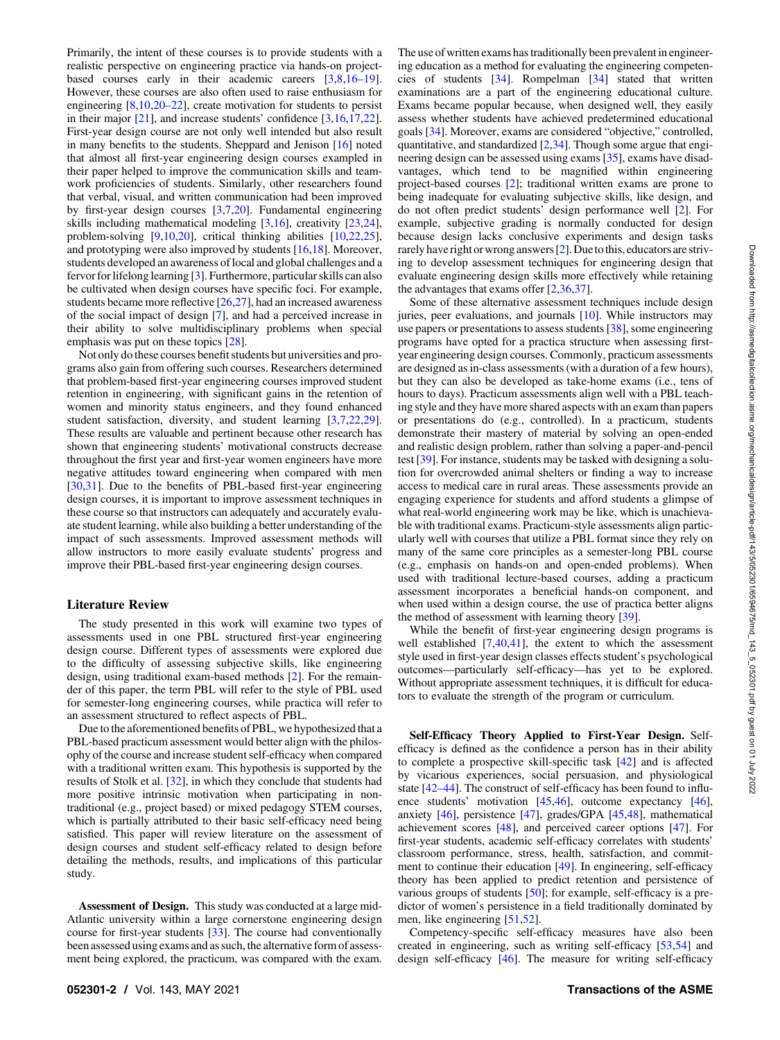Primarily, the intent of these courses is to provide students with a realistic perspective on engineering practice via hands-on project-based courses early in their academic careers [3,8,16–19]. However, these courses are also often used to raise enthusiasm for engineering [8,10,20–22], create motivation for students to persist in their major [21], and increase students' confidence [3,16,17,22]. First-year design course are not only well intended but also result in many benefits to the students. Sheppard and Jenison [16] noted that almost all first-year engineering design courses exampled in their paper helped to improve the communication skills and teamwork proficiencies of students. Similarly, other researchers found that verbal, visual, and written communication had been improved by first-year design courses [3,7,20]. Fundamental engineering skills including mathematical modeling [3,16], creativity [23,24], problem-solving [9,10,20], critical thinking abilities [10,22,25], and prototyping were also improved by students [16,18]. Moreover, students developed an awareness of local and global challenges and a fervor for lifelong learning [3]. Furthermore, particular skills can also be cultivated when design courses have specific foci. For example, students became more reflective [26,27], had an increased awareness of the social impact of design [7], and had a perceived increase in their ability to solve multidisciplinary problems when special emphasis was put on these topics [28].

Not only do these courses benefit students but universities and programs also gain from offering such courses. Researchers determined that problem-based first-year engineering courses improved student retention in engineering, with significant gains in the retention of women and minority status engineers, and they found enhanced student satisfaction, diversity, and student learning [3,7,22,29]. These results are valuable and pertinent because other research has shown that engineering students' motivational constructs decrease throughout the first year and first-year women engineers have more negative attitudes toward engineering when compared with men [30,31]. Due to the benefits of PBL-based first-year engineering design courses, it is important to improve assessment techniques in these course so that instructors can adequately and accurately evaluate student learning, while also building a better understanding of the impact of such assessments. Improved assessment methods will allow instructors to more easily evaluate students' progress and improve their PBL-based first-year engineering design courses.

## Literature Review

The study presented in this work will examine two types of assessments used in one PBL structured first-year engineering design course. Different types of assessments were explored due to the difficulty of assessing subjective skills, like engineering design, using traditional exam-based methods [2]. For the remainder of this paper, the term PBL will refer to the style of PBL used for semester-long engineering courses, while practica will refer to an assessment structured to reflect aspects of PBL.

Due to the aforementioned benefits of PBL, we hypothesized that a PBL-based practicum assessment would better align with the philosophy of the course and increase student self-efficacy when compared with a traditional written exam. This hypothesis is supported by the results of Stolk et al. [32], in which they conclude that students had more positive intrinsic motivation when participating in non-traditional (e.g., project based) or mixed pedagogy STEM courses, which is partially attributed to their basic self-efficacy need being satisfied. This paper will review literature on the assessment of design courses and student self-efficacy related to design before detailing the methods, results, and implications of this particular study.

**Assessment of Design.** This study was conducted at a large mid-Atlantic university within a large cornerstone engineering design course for first-year students [33]. The course had conventionally been assessed using exams and as such, the alternative form of assessment being explored, the practicum, was compared with the exam. The use of written exams has traditionally been prevalent in engineering education as a method for evaluating the engineering competencies of students [34]. Rompelman [34] stated that written examinations are a part of the engineering educational culture. Exams became popular because, when designed well, they easily assess whether students have achieved predetermined educational goals [34]. Moreover, exams are considered "objective," controlled, quantitative, and standardized [2,34]. Though some argue that engineering design can be assessed using exams [35], exams have disadvantages, which tend to be magnified within engineering project-based courses [2]; traditional written exams are prone to being inadequate for evaluating subjective skills, like design, and do not often predict students' design performance well [2]. For example, subjective grading is normally conducted for design because design lacks conclusive experiments and design tasks rarely have right or wrong answers [2]. Due to this, educators are striving to develop assessment techniques for engineering design that evaluate engineering design skills more effectively while retaining the advantages that exams offer [2,36,37].

Some of these alternative assessment techniques include design juries, peer evaluations, and journals [10]. While instructors may use papers or presentations to assess students [38], some engineering programs have opted for a practica structure when assessing first-year engineering design courses. Commonly, practicum assessments are designed as in-class assessments (with a duration of a few hours), but they can also be developed as take-home exams (i.e., tens of hours to days). Practicum assessments align well with a PBL teaching style and they have more shared aspects with an exam than papers or presentations do (e.g., controlled). In a practicum, students demonstrate their mastery of material by solving an open-ended and realistic design problem, rather than solving a paper-and-pencil test [39]. For instance, students may be tasked with designing a solution for overcrowded animal shelters or finding a way to increase access to medical care in rural areas. These assessments provide an engaging experience for students and afford students a glimpse of what real-world engineering work may be like, which is unachievable with traditional exams. Practicum-style assessments align particularly well with courses that utilize a PBL format since they rely on many of the same core principles as a semester-long PBL course (e.g., emphasis on hands-on and open-ended problems). When used with traditional lecture-based courses, adding a practicum assessment incorporates a beneficial hands-on component, and when used within a design course, the use of practica better aligns the method of assessment with learning theory [39].

While the benefit of first-year engineering design programs is well established [7,40,41], the extent to which the assessment style used in first-year design classes effects student's psychological outcomes—particularly self-efficacy—has yet to be explored. Without appropriate assessment techniques, it is difficult for educators to evaluate the strength of the program or curriculum.

**Self-Efficacy Theory Applied to First-Year Design.** Self-efficacy is defined as the confidence a person has in their ability to complete a prospective skill-specific task [42] and is affected by vicarious experiences, social persuasion, and physiological state [42–44]. The construct of self-efficacy has been found to influence students' motivation [45,46], outcome expectancy [46], anxiety [46], persistence [47], grades/GPA [45,48], mathematical achievement scores [48], and perceived career options [47]. For first-year students, academic self-efficacy correlates with students' classroom performance, stress, health, satisfaction, and commitment to continue their education [49]. In engineering, self-efficacy theory has been applied to predict retention and persistence of various groups of students [50]; for example, self-efficacy is a predictor of women's persistence in a field traditionally dominated by men, like engineering [51,52].

Competency-specific self-efficacy measures have also been created in engineering, such as writing self-efficacy [53,54] and design self-efficacy [46]. The measure for writing self-efficacy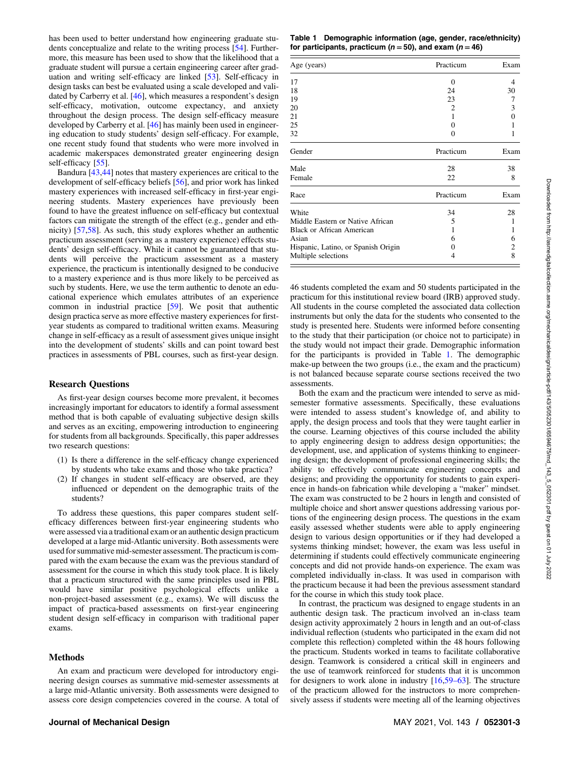has been used to better understand how engineering graduate students conceptualize and relate to the writing process [54]. Furthermore, this measure has been used to show that the likelihood that a graduate student will pursue a certain engineering career after graduation and writing self-efficacy are linked [53]. Self-efficacy in design tasks can best be evaluated using a scale developed and validated by Carberry et al. [46], which measures a respondent's design self-efficacy, motivation, outcome expectancy, and anxiety throughout the design process. The design self-efficacy measure developed by Carberry et al. [46] has mainly been used in engineering education to study students' design self-efficacy. For example, one recent study found that students who were more involved in academic makerspaces demonstrated greater engineering design self-efficacy [55].

Bandura [43,44] notes that mastery experiences are critical to the development of self-efficacy beliefs [56], and prior work has linked mastery experiences with increased self-efficacy in first-year engineering students. Mastery experiences have previously been found to have the greatest influence on self-efficacy but contextual factors can mitigate the strength of the effect (e.g., gender and ethnicity) [57,58]. As such, this study explores whether an authentic practicum assessment (serving as a mastery experience) effects students' design self-efficacy. While it cannot be guaranteed that students will perceive the practicum assessment as a mastery experience, the practicum is intentionally designed to be conducive to a mastery experience and is thus more likely to be perceived as such by students. Here, we use the term authentic to denote an educational experience which emulates attributes of an experience common in industrial practice [59]. We posit that authentic design practica serve as more effective mastery experiences for first-year students as compared to traditional written exams. Measuring change in self-efficacy as a result of assessment gives unique insight into the development of students' skills and can point toward best practices in assessments of PBL courses, such as first-year design.

## Research Questions

As first-year design courses become more prevalent, it becomes increasingly important for educators to identify a formal assessment method that is both capable of evaluating subjective design skills and serves as an exciting, empowering introduction to engineering for students from all backgrounds. Specifically, this paper addresses two research questions:

(1) Is there a difference in the self-efficacy change experienced by students who take exams and those who take practica?
(2) If changes in student self-efficacy are observed, are they influenced or dependent on the demographic traits of the students?

To address these questions, this paper compares student self-efficacy differences between first-year engineering students who were assessed via a traditional exam or an authentic design practicum developed at a large mid-Atlantic university. Both assessments were used for summative mid-semester assessment. The practicum is compared with the exam because the exam was the previous standard of assessment for the course in which this study took place. It is likely that a practicum structured with the same principles used in PBL would have similar positive psychological effects unlike a non-project-based assessment (e.g., exams). We will discuss the impact of practica-based assessments on first-year engineering student design self-efficacy in comparison with traditional paper exams.

## Methods

An exam and practicum were developed for introductory engineering design courses as summative mid-semester assessments at a large mid-Atlantic university. Both assessments were designed to assess core design competencies covered in the course. A total of 46 students completed the exam and 50 students participated in the practicum for this institutional review board (IRB) approved study. All students in the course completed the associated data collection instruments but only the data for the students who consented to the study is presented here. Students were informed before consenting to the study that their participation (or choice not to participate) in the study would not impact their grade. Demographic information for the participants is provided in Table 1. The demographic make-up between the two groups (i.e., the exam and the practicum) is not balanced because separate course sections received the two assessments.

**Table 1 Demographic information (age, gender, race/ethnicity) for participants, practicum ($n = 50$), and exam ($n = 46$)**

| Age (years) | Practicum | Exam |
|---|---|---|
| 17 | 0 | 4 |
| 18 | 24 | 30 |
| 19 | 23 | 7 |
| 20 | 2 | 3 |
| 21 | 1 | 0 |
| 25 | 0 | 1 |
| 32 | 0 | 1 |
| **Gender** | **Practicum** | **Exam** |
| Male | 28 | 38 |
| Female | 22 | 8 |
| **Race** | **Practicum** | **Exam** |
| White | 34 | 28 |
| Middle Eastern or Native African | 5 | 1 |
| Black or African American | 1 | 1 |
| Asian | 6 | 6 |
| Hispanic, Latino, or Spanish Origin | 0 | 2 |
| Multiple selections | 4 | 8 |

Both the exam and the practicum were intended to serve as mid-semester formative assessments. Specifically, these evaluations were intended to assess student's knowledge of, and ability to apply, the design process and tools that they were taught earlier in the course. Learning objectives of this course included the ability to apply engineering design to address design opportunities; the development, use, and application of systems thinking to engineering design; the development of professional engineering skills; the ability to effectively communicate engineering concepts and designs; and providing the opportunity for students to gain experience in hands-on fabrication while developing a "maker" mindset. The exam was constructed to be 2 hours in length and consisted of multiple choice and short answer questions addressing various portions of the engineering design process. The questions in the exam easily assessed whether students were able to apply engineering design to various design opportunities or if they had developed a systems thinking mindset; however, the exam was less useful in determining if students could effectively communicate engineering concepts and did not provide hands-on experience. The exam was completed individually in-class. It was used in comparison with the practicum because it had been the previous assessment standard for the course in which this study took place.

In contrast, the practicum was designed to engage students in an authentic design task. The practicum involved an in-class team design activity approximately 2 hours in length and an out-of-class individual reflection (students who participated in the exam did not complete this reflection) completed within the 48 hours following the practicum. Students worked in teams to facilitate collaborative design. Teamwork is considered a critical skill in engineers and the use of teamwork reinforced for students that it is uncommon for designers to work alone in industry [16,59–63]. The structure of the practicum allowed for the instructors to more comprehensively assess if students were meeting all of the learning objectives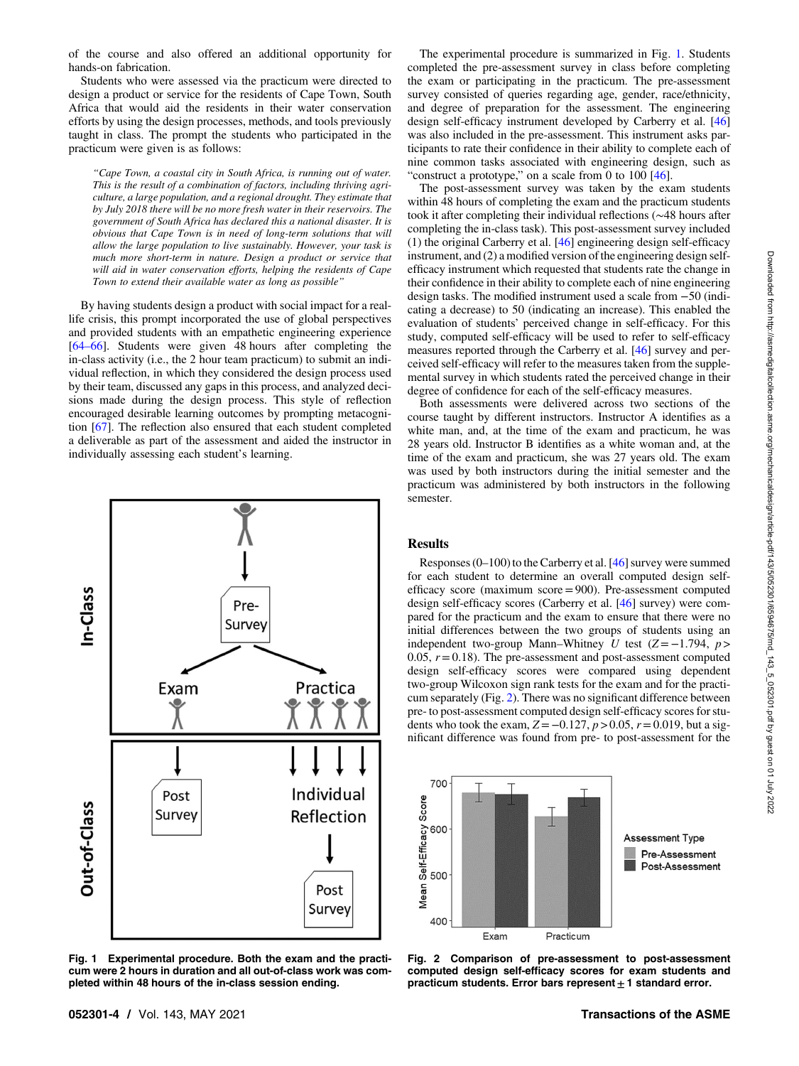of the course and also offered an additional opportunity for hands-on fabrication.

Students who were assessed via the practicum were directed to design a product or service for the residents of Cape Town, South Africa that would aid the residents in their water conservation efforts by using the design processes, methods, and tools previously taught in class. The prompt the students who participated in the practicum were given is as follows:

> *"Cape Town, a coastal city in South Africa, is running out of water. This is the result of a combination of factors, including thriving agriculture, a large population, and a regional drought. They estimate that by July 2018 there will be no more fresh water in their reservoirs. The government of South Africa has declared this a national disaster. It is obvious that Cape Town is in need of long-term solutions that will allow the large population to live sustainably. However, your task is much more short-term in nature. Design a product or service that will aid in water conservation efforts, helping the residents of Cape Town to extend their available water as long as possible"*

By having students design a product with social impact for a real-life crisis, this prompt incorporated the use of global perspectives and provided students with an empathetic engineering experience [64–66]. Students were given 48 hours after completing the in-class activity (i.e., the 2 hour team practicum) to submit an individual reflection, in which they considered the design process used by their team, discussed any gaps in this process, and analyzed decisions made during the design process. This style of reflection encouraged desirable learning outcomes by prompting metacognition [67]. The reflection also ensured that each student completed a deliverable as part of the assessment and aided the instructor in individually assessing each student's learning.

In-Class

Pre-Survey

Exam

Practica

Out-of-Class

Post Survey

Individual Reflection

Post Survey

**Fig. 1 Experimental procedure. Both the exam and the practicum were 2 hours in duration and all out-of-class work was completed within 48 hours of the in-class session ending.**

The experimental procedure is summarized in Fig. 1. Students completed the pre-assessment survey in class before completing the exam or participating in the practicum. The pre-assessment survey consisted of queries regarding age, gender, race/ethnicity, and degree of preparation for the assessment. The engineering design self-efficacy instrument developed by Carberry et al. [46] was also included in the pre-assessment. This instrument asks participants to rate their confidence in their ability to complete each of nine common tasks associated with engineering design, such as "construct a prototype," on a scale from 0 to 100 [46].

The post-assessment survey was taken by the exam students within 48 hours of completing the exam and the practicum students took it after completing their individual reflections (∼48 hours after completing the in-class task). This post-assessment survey included (1) the original Carberry et al. [46] engineering design self-efficacy instrument, and (2) a modified version of the engineering design self-efficacy instrument which requested that students rate the change in their confidence in their ability to complete each of nine engineering design tasks. The modified instrument used a scale from −50 (indicating a decrease) to 50 (indicating an increase). This enabled the evaluation of students' perceived change in self-efficacy. For this study, computed self-efficacy will be used to refer to self-efficacy measures reported through the Carberry et al. [46] survey and perceived self-efficacy will refer to the measures taken from the supplemental survey in which students rated the perceived change in their degree of confidence for each of the self-efficacy measures.

Both assessments were delivered across two sections of the course taught by different instructors. Instructor A identifies as a white man, and, at the time of the exam and practicum, he was 28 years old. Instructor B identifies as a white woman and, at the time of the exam and practicum, she was 27 years old. The exam was used by both instructors during the initial semester and the practicum was administered by both instructors in the following semester.

## Results

Responses (0–100) to the Carberry et al. [46] survey were summed for each student to determine an overall computed design self-efficacy score (maximum score = 900). Pre-assessment computed design self-efficacy scores (Carberry et al. [46] survey) were compared for the practicum and the exam to ensure that there were no initial differences between the two groups of students using an independent two-group Mann–Whitney $U$ test ($Z = -1.794$, $p > 0.05$, $r = 0.18$). The pre-assessment and post-assessment computed design self-efficacy scores were compared using dependent two-group Wilcoxon sign rank tests for the exam and for the practicum separately (Fig. 2). There was no significant difference between pre- to post-assessment computed design self-efficacy scores for students who took the exam, $Z = -0.127$, $p > 0.05$, $r = 0.019$, but a significant difference was found from pre- to post-assessment for the

Mean Self-Efficacy Score

700
600
500
400

Exam
Practicum

Assessment Type
Pre-Assessment
Post-Assessment

**Fig. 2 Comparison of pre-assessment to post-assessment computed design self-efficacy scores for exam students and practicum students. Error bars represent ± 1 standard error.**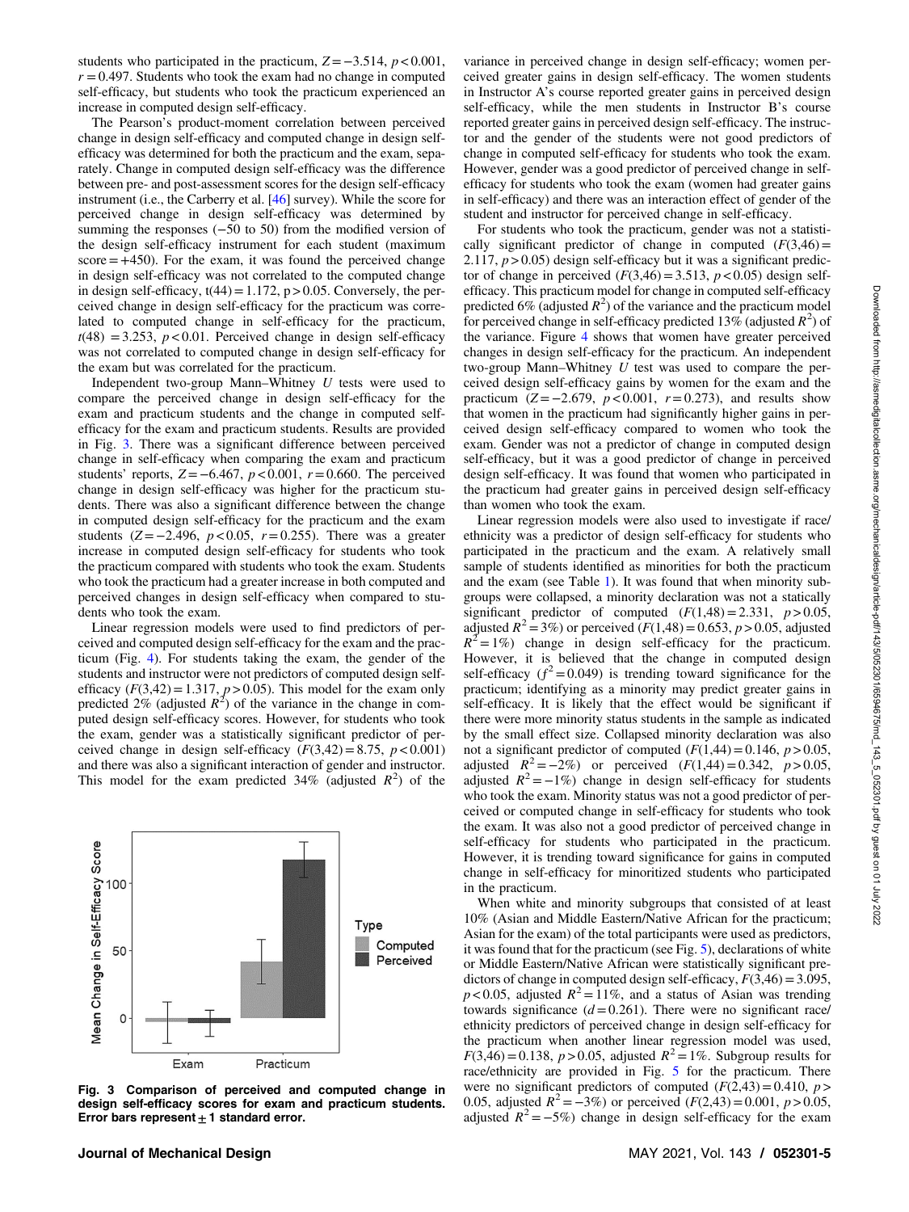students who participated in the practicum, $Z = -3.514$, $p < 0.001$, $r = 0.497$. Students who took the exam had no change in computed self-efficacy, but students who took the practicum experienced an increase in computed design self-efficacy.

The Pearson's product-moment correlation between perceived change in design self-efficacy and computed change in design self-efficacy was determined for both the practicum and the exam, separately. Change in computed design self-efficacy was the difference between pre- and post-assessment scores for the design self-efficacy instrument (i.e., the Carberry et al. [46] survey). While the score for perceived change in design self-efficacy was determined by summing the responses (−50 to 50) from the modified version of the design self-efficacy instrument for each student (maximum score = +450). For the exam, it was found the perceived change in design self-efficacy was not correlated to the computed change in design self-efficacy, $t(44) = 1.172$, $p > 0.05$. Conversely, the perceived change in design self-efficacy for the practicum was correlated to computed change in self-efficacy for the practicum, $t(48) = 3.253$, $p < 0.01$. Perceived change in design self-efficacy was not correlated to computed change in design self-efficacy for the exam but was correlated for the practicum.

Independent two-group Mann–Whitney *U* tests were used to compare the perceived change in design self-efficacy for the exam and practicum students and the change in computed self-efficacy for the exam and practicum students. Results are provided in Fig. 3. There was a significant difference between perceived change in self-efficacy when comparing the exam and practicum students' reports, $Z = -6.467$, $p < 0.001$, $r = 0.660$. The perceived change in design self-efficacy was higher for the practicum students. There was also a significant difference between the change in computed design self-efficacy for the practicum and the exam students ($Z = -2.496$, $p < 0.05$, $r = 0.255$). There was a greater increase in computed design self-efficacy for students who took the practicum compared with students who took the exam. Students who took the practicum had a greater increase in both computed and perceived changes in design self-efficacy when compared to students who took the exam.

Linear regression models were used to find predictors of perceived and computed design self-efficacy for the exam and the practicum (Fig. 4). For students taking the exam, the gender of the students and instructor were not predictors of computed design self-efficacy ($F(3,42) = 1.317$, $p > 0.05$). This model for the exam only predicted 2% (adjusted $R^2$) of the variance in the change in computed design self-efficacy scores. However, for students who took the exam, gender was a statistically significant predictor of perceived change in design self-efficacy ($F(3,42) = 8.75$, $p < 0.001$) and there was also a significant interaction of gender and instructor. This model for the exam predicted 34% (adjusted $R^2$) of the variance in perceived change in design self-efficacy; women perceived greater gains in design self-efficacy. The women students in Instructor A's course reported greater gains in perceived design self-efficacy, while the men students in Instructor B's course reported greater gains in perceived design self-efficacy. The instructor and the gender of the students were not good predictors of change in computed self-efficacy for students who took the exam. However, gender was a good predictor of perceived change in self-efficacy for students who took the exam (women had greater gains in self-efficacy) and there was an interaction effect of gender of the student and instructor for perceived change in self-efficacy.

Mean Change in Self-Efficacy Score
100
50
0
Exam
Practicum
Type
Computed
Perceived

**Fig. 3 Comparison of perceived and computed change in design self-efficacy scores for exam and practicum students. Error bars represent ± 1 standard error.**

For students who took the practicum, gender was not a statistically significant predictor of change in computed ($F(3,46) = 2.117$, $p > 0.05$) design self-efficacy but it was a significant predictor of change in perceived ($F(3,46) = 3.513$, $p < 0.05$) design self-efficacy. This practicum model for change in computed self-efficacy predicted 6% (adjusted $R^2$) of the variance and the practicum model for perceived change in design self-efficacy predicted 13% (adjusted $R^2$) of the variance. Figure 4 shows that women have greater perceived changes in design self-efficacy for the practicum. An independent two-group Mann–Whitney *U* test was used to compare the perceived design self-efficacy gains by women for the exam and the practicum ($Z = -2.679$, $p < 0.001$, $r = 0.273$), and results show that women in the practicum had significantly higher gains in perceived design self-efficacy compared to women who took the exam. Gender was not a predictor of change in computed design self-efficacy, but it was a good predictor of change in perceived design self-efficacy. It was found that women who participated in the practicum had greater gains in perceived design self-efficacy than women who took the exam.

Linear regression models were also used to investigate if race/ethnicity was a predictor of design self-efficacy for students who participated in the practicum and the exam. A relatively small sample of students identified as minorities for both the practicum and the exam (see Table 1). It was found that when minority subgroups were collapsed, a minority declaration was not a statically significant predictor of computed ($F(1,48) = 2.331$, $p > 0.05$, adjusted $R^2 = 3\%$) or perceived ($F(1,48) = 0.653$, $p > 0.05$, adjusted $R^2 = 1\%$) change in design self-efficacy for the practicum. However, it is believed that the change in computed design self-efficacy ($f^2 = 0.049$) is trending toward significance for the practicum; identifying as a minority may predict greater gains in self-efficacy. It is likely that the effect would be significant if there were more minority status students in the sample as indicated by the small effect size. Collapsed minority declaration was also not a significant predictor of computed ($F(1,44) = 0.146$, $p > 0.05$, adjusted $R^2 = -2\%$) or perceived ($F(1,44) = 0.342$, $p > 0.05$, adjusted $R^2 = -1\%$) change in design self-efficacy for students who took the exam. Minority status was not a good predictor of perceived or computed change in self-efficacy for students who took the exam. It was also not a good predictor of perceived change in self-efficacy for students who participated in the practicum. However, it is trending toward significance for gains in computed change in self-efficacy for minoritized students who participated in the practicum.

When white and minority subgroups that consisted of at least 10% (Asian and Middle Eastern/Native African for the practicum; Asian for the exam) of the total participants were used as predictors, it was found that for the practicum (see Fig. 5), declarations of white or Middle Eastern/Native African were statistically significant predictors of change in computed design self-efficacy, $F(3,46) = 3.095$, $p < 0.05$, adjusted $R^2 = 11\%$, and a status of Asian was trending towards significance ($d = 0.261$). There were no significant race/ethnicity predictors of perceived change in design self-efficacy for the practicum when another linear regression model was used, $F(3,46) = 0.138$, $p > 0.05$, adjusted $R^2 = 1\%$. Subgroup results for race/ethnicity are provided in Fig. 5 for the practicum. There were no significant predictors of computed ($F(2,43) = 0.410$, $p > 0.05$, adjusted $R^2 = -3\%$) or perceived ($F(2,43) = 0.001$, $p > 0.05$, adjusted $R^2 = -5\%$) change in design self-efficacy for the exam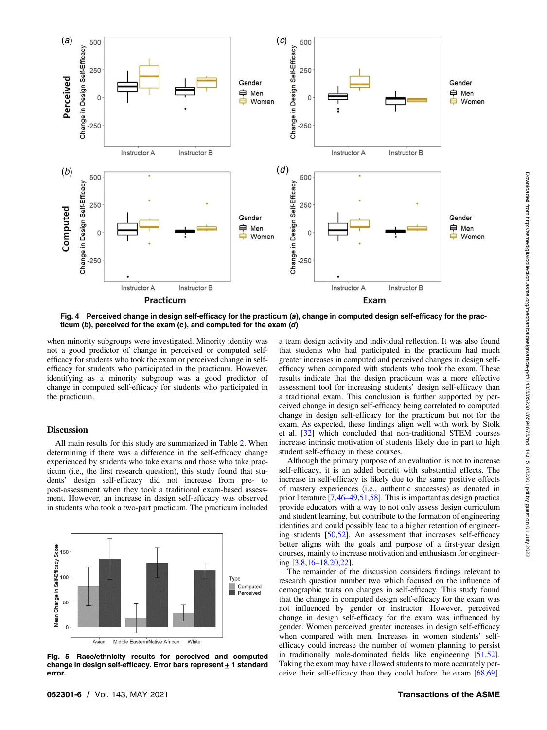(a)

Perceived

Change in Design Self-Efficacy

500

250

0

-250

Instructor A

Instructor B

Gender

Men

Women

(c)

Change in Design Self-Efficacy

500

250

0

-250

Instructor A

Instructor B

Gender

Men

Women

(b)

Computed

Change in Design Self-Efficacy

500

250

0

-250

Instructor A

Instructor B

Gender

Men

Women

Practicum

(d)

Change in Design Self-Efficacy

500

250

0

-250

Instructor A

Instructor B

Gender

Men

Women

Exam

**Fig. 4 Perceived change in design self-efficacy for the practicum (*a*), change in computed design self-efficacy for the practicum (*b*), perceived for the exam (*c*), and computed for the exam (*d*)**

when minority subgroups were investigated. Minority identity was not a good predictor of change in perceived or computed self-efficacy for students who took the exam or perceived change in self-efficacy for students who participated in the practicum. However, identifying as a minority subgroup was a good predictor of change in computed self-efficacy for students who participated in the practicum.

## Discussion

All main results for this study are summarized in Table 2. When determining if there was a difference in the self-efficacy change experienced by students who take exams and those who take practicum (i.e., the first research question), this study found that students' design self-efficacy did not increase from pre- to post-assessment when they took a traditional exam-based assessment. However, an increase in design self-efficacy was observed in students who took a two-part practicum. The practicum included a team design activity and individual reflection. It was also found that students who had participated in the practicum had much greater increases in computed and perceived changes in design self-efficacy when compared with students who took the exam. These results indicate that the design practicum was a more effective assessment tool for increasing students' design self-efficacy than a traditional exam. This conclusion is further supported by perceived change in design self-efficacy being correlated to computed change in design self-efficacy for the practicum but not for the exam. As expected, these findings align well with work by Stolk et al. [32] which concluded that non-traditional STEM courses increase intrinsic motivation of students likely due in part to high student self-efficacy in these courses.

Although the primary purpose of an evaluation is not to increase self-efficacy, it is an added benefit with substantial effects. The increase in self-efficacy is likely due to the same positive effects of mastery experiences (i.e., authentic successes) as denoted in prior literature [7,46–49,51,58]. This is important as design practica provide educators with a way to not only assess design curriculum and student learning, but contribute to the formation of engineering identities and could possibly lead to a higher retention of engineering students [50,52]. An assessment that increases self-efficacy better aligns with the goals and purpose of a first-year design courses, mainly to increase motivation and enthusiasm for engineering [3,8,16–18,20,22].

The remainder of the discussion considers findings relevant to research question number two which focused on the influence of demographic traits on changes in self-efficacy. This study found that the change in computed design self-efficacy for the exam was not influenced by gender or instructor. However, perceived change in design self-efficacy for the exam was influenced by gender. Women perceived greater increases in design self-efficacy when compared with men. Increases in women students' self-efficacy could increase the number of women planning to persist in traditionally male-dominated fields like engineering [51,52]. Taking the exam may have allowed students to more accurately perceive their self-efficacy than they could before the exam [68,69].

Mean Change in Self-Efficacy Score

150

100

50

0

Asian

Middle Eastern/Native African

White

Type

Computed

Perceived

**Fig. 5 Race/ethnicity results for perceived and computed change in design self-efficacy. Error bars represent ± 1 standard error.**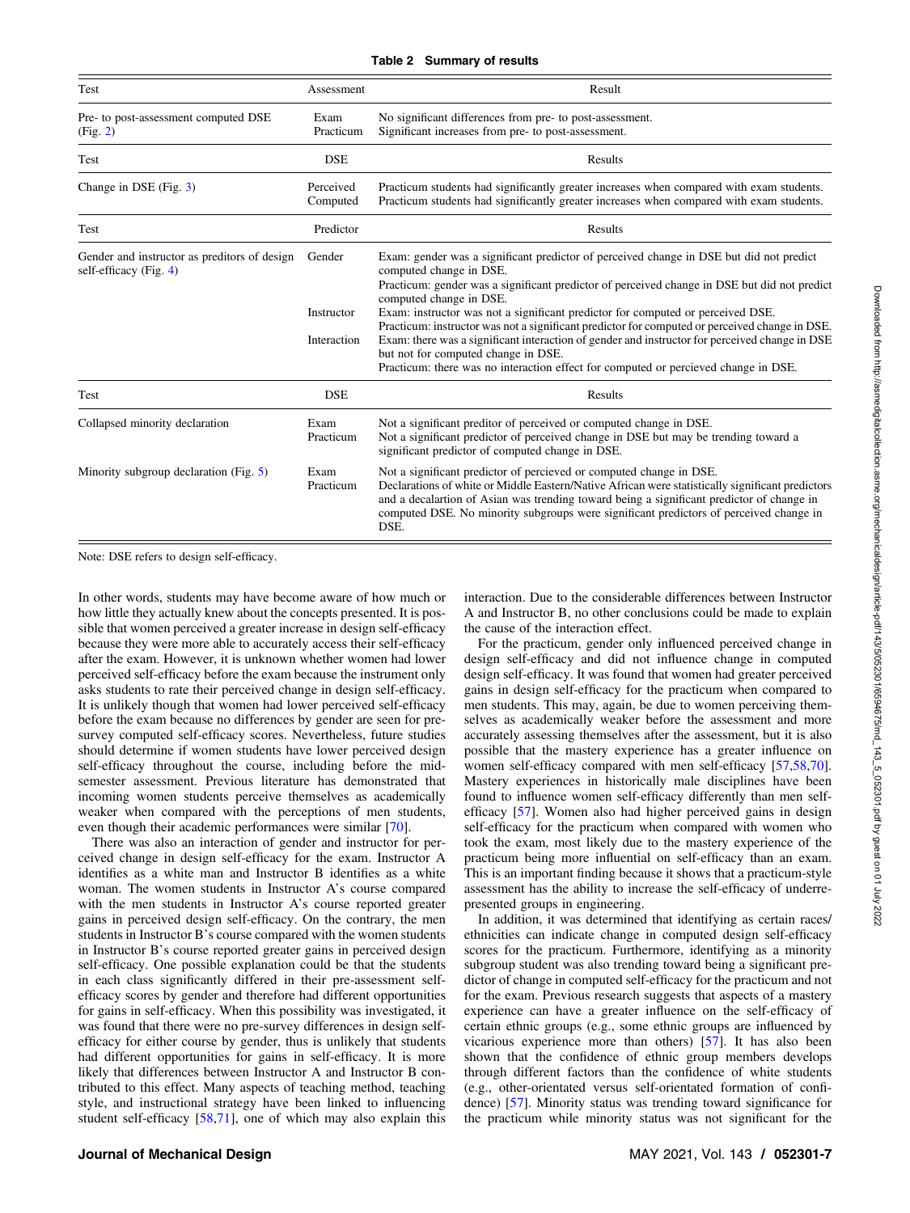**Table 2 Summary of results**

| Test | Assessment | Result |
|---|---|---|
| Pre- to post-assessment computed DSE (Fig. 2) | Exam<br>Practicum | No significant differences from pre- to post-assessment.<br>Significant increases from pre- to post-assessment. |
| Test | DSE | Results |
| Change in DSE (Fig. 3) | Perceived<br>Computed | Practicum students had significantly greater increases when compared with exam students.<br>Practicum students had significantly greater increases when compared with exam students. |
| Test | Predictor | Results |
| Gender and instructor as preditors of design self-efficacy (Fig. 4) | Gender | Exam: gender was a significant predictor of perceived change in DSE but did not predict computed change in DSE.<br>Practicum: gender was a significant predictor of perceived change in DSE but did not predict computed change in DSE. |
| | Instructor | Exam: instructor was not a significant predictor for computed or perceived DSE.<br>Practicum: instructor was not a significant predictor for computed or perceived change in DSE. |
| | Interaction | Exam: there was a significant interaction of gender and instructor for perceived change in DSE but not for computed change in DSE.<br>Practicum: there was no interaction effect for computed or percieved change in DSE. |
| Test | DSE | Results |
| Collapsed minority declaration | Exam<br>Practicum | Not a significant preditor of perceived or computed change in DSE.<br>Not a significant predictor of perceived change in DSE but may be trending toward a significant predictor of computed change in DSE. |
| Minority subgroup declaration (Fig. 5) | Exam<br>Practicum | Not a significant predictor of percieved or computed change in DSE.<br>Declarations of white or Middle Eastern/Native African were statistically significant predictors and a decalartion of Asian was trending toward being a significant predictor of change in computed DSE. No minority subgroups were significant predictors of perceived change in DSE. |

Note: DSE refers to design self-efficacy.

In other words, students may have become aware of how much or how little they actually knew about the concepts presented. It is possible that women perceived a greater increase in design self-efficacy because they were more able to accurately access their self-efficacy after the exam. However, it is unknown whether women had lower perceived self-efficacy before the exam because the instrument only asks students to rate their perceived change in design self-efficacy. It is unlikely though that women had lower perceived self-efficacy before the exam because no differences by gender are seen for pre-survey computed self-efficacy scores. Nevertheless, future studies should determine if women students have lower perceived design self-efficacy throughout the course, including before the midsemester assessment. Previous literature has demonstrated that incoming women students perceive themselves as academically weaker when compared with the perceptions of men students, even though their academic performances were similar [70].

There was also an interaction of gender and instructor for perceived change in design self-efficacy for the exam. Instructor A identifies as a white man and Instructor B identifies as a white woman. The women students in Instructor A's course compared with the men students in Instructor A's course reported greater gains in perceived design self-efficacy. On the contrary, the men students in Instructor B's course compared with the women students in Instructor B's course reported greater gains in perceived design self-efficacy. One possible explanation could be that the students in each class significantly differed in their pre-assessment self-efficacy scores by gender and therefore had different opportunities for gains in self-efficacy. When this possibility was investigated, it was found that there were no pre-survey differences in design self-efficacy for either course by gender, thus is unlikely that students had different opportunities for gains in self-efficacy. It is more likely that differences between Instructor A and Instructor B contributed to this effect. Many aspects of teaching method, teaching style, and instructional strategy have been linked to influencing student self-efficacy [58,71], one of which may also explain this interaction. Due to the considerable differences between Instructor A and Instructor B, no other conclusions could be made to explain the cause of the interaction effect.

For the practicum, gender only influenced perceived change in design self-efficacy and did not influence change in computed design self-efficacy. It was found that women had greater perceived gains in design self-efficacy for the practicum when compared to men students. This may, again, be due to women perceiving themselves as academically weaker before the assessment and more accurately assessing themselves after the assessment, but it is also possible that the mastery experience has a greater influence on women self-efficacy compared with men self-efficacy [57,58,70]. Mastery experiences in historically male disciplines have been found to influence women self-efficacy differently than men self-efficacy [57]. Women also had higher perceived gains in design self-efficacy for the practicum when compared with women who took the exam, most likely due to the mastery experience of the practicum being more influential on self-efficacy than an exam. This is an important finding because it shows that a practicum-style assessment has the ability to increase the self-efficacy of underrepresented groups in engineering.

In addition, it was determined that identifying as certain races/ethnicities can indicate change in computed design self-efficacy scores for the practicum. Furthermore, identifying as a minority subgroup student was also trending toward being a significant predictor of change in computed self-efficacy for the practicum and not for the exam. Previous research suggests that aspects of a mastery experience can have a greater influence on the self-efficacy of certain ethnic groups (e.g., some ethnic groups are influenced by vicarious experience more than others) [57]. It has also been shown that the confidence of ethnic group members develops through different factors than the confidence of white students (e.g., other-orientated versus self-orientated formation of confidence) [57]. Minority status was trending toward significance for the practicum while minority status was not significant for the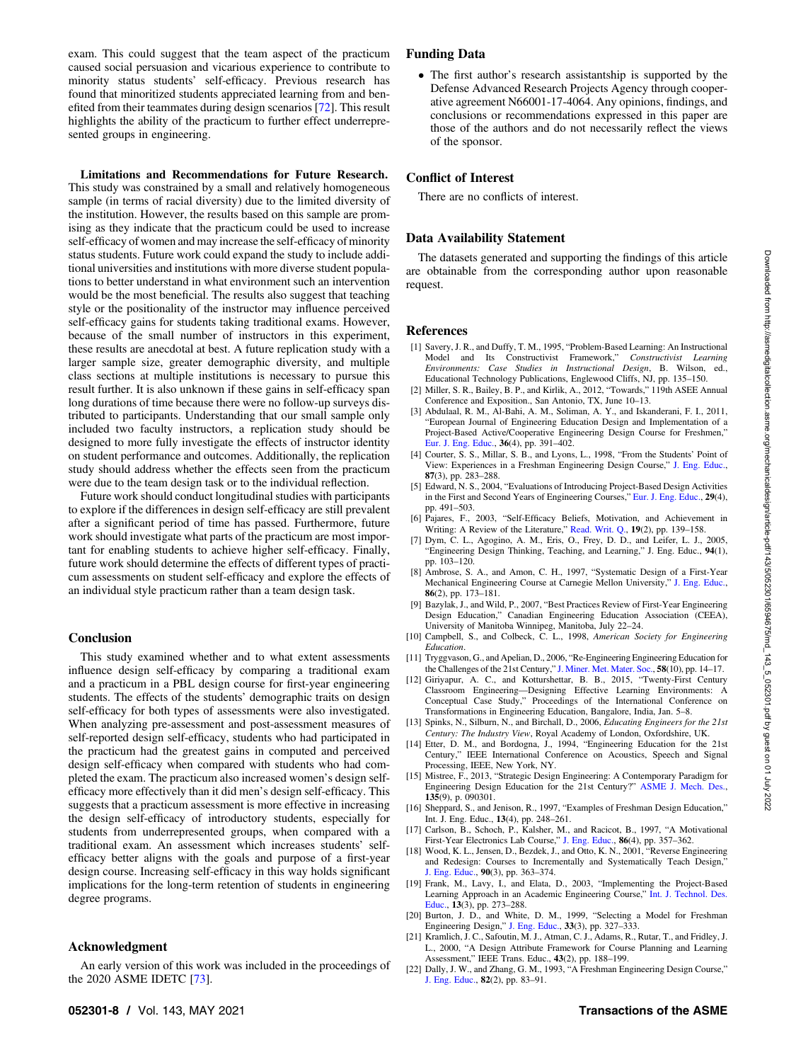exam. This could suggest that the team aspect of the practicum caused social persuasion and vicarious experience to contribute to minority status students' self-efficacy. Previous research has found that minoritized students appreciated learning from and benefited from their teammates during design scenarios [72]. This result highlights the ability of the practicum to further effect underrepresented groups in engineering.

**Limitations and Recommendations for Future Research.** This study was constrained by a small and relatively homogeneous sample (in terms of racial diversity) due to the limited diversity of the institution. However, the results based on this sample are promising as they indicate that the practicum could be used to increase self-efficacy of women and may increase the self-efficacy of minority status students. Future work could expand the study to include additional universities and institutions with more diverse student populations to better understand in what environment such an intervention would be the most beneficial. The results also suggest that teaching style or the positionality of the instructor may influence perceived self-efficacy gains for students taking traditional exams. However, because of the small number of instructors in this experiment, these results are anecdotal at best. A future replication study with a larger sample size, greater demographic diversity, and multiple class sections at multiple institutions is necessary to pursue this result further. It is also unknown if these gains in self-efficacy span long durations of time because there were no follow-up surveys distributed to participants. Understanding that our small sample only included two faculty instructors, a replication study should be designed to more fully investigate the effects of instructor identity on student performance and outcomes. Additionally, the replication study should address whether the effects seen from the practicum were due to the team design task or to the individual reflection.

Future work should conduct longitudinal studies with participants to explore if the differences in design self-efficacy are still prevalent after a significant period of time has passed. Furthermore, future work should investigate what parts of the practicum are most important for enabling students to achieve higher self-efficacy. Finally, future work should determine the effects of different types of practicum assessments on student self-efficacy and explore the effects of an individual style practicum rather than a team design task.

## Conclusion

This study examined whether and to what extent assessments influence design self-efficacy by comparing a traditional exam and a practicum in a PBL design course for first-year engineering students. The effects of the students' demographic traits on design self-efficacy for both types of assessments were also investigated. When analyzing pre-assessment and post-assessment measures of self-reported design self-efficacy, students who had participated in the practicum had the greatest gains in computed and perceived design self-efficacy when compared with students who had completed the exam. The practicum also increased women's design self-efficacy more effectively than it did men's design self-efficacy. This suggests that a practicum assessment is more effective in increasing the design self-efficacy of introductory students, especially for students from underrepresented groups, when compared with a traditional exam. An assessment which increases students' self-efficacy better aligns with the goals and purpose of a first-year design course. Increasing self-efficacy in this way holds significant implications for the long-term retention of students in engineering degree programs.

## Acknowledgment

An early version of this work was included in the proceedings of the 2020 ASME IDETC [73].

## Funding Data

- The first author's research assistantship is supported by the Defense Advanced Research Projects Agency through cooperative agreement N66001-17-4064. Any opinions, findings, and conclusions or recommendations expressed in this paper are those of the authors and do not necessarily reflect the views of the sponsor.

## Conflict of Interest

There are no conflicts of interest.

## Data Availability Statement

The datasets generated and supporting the findings of this article are obtainable from the corresponding author upon reasonable request.

## References

[1] Savery, J. R., and Duffy, T. M., 1995, "Problem-Based Learning: An Instructional Model and Its Constructivist Framework," *Constructivist Learning Environments: Case Studies in Instructional Design*, B. Wilson, ed., Educational Technology Publications, Englewood Cliffs, NJ, pp. 135–150.

[2] Miller, S. R., Bailey, B. P., and Kirlik, A., 2012, "Towards," 119th ASEE Annual Conference and Exposition., San Antonio, TX, June 10–13.

[3] Abdulaal, R. M., Al-Bahi, A. M., Soliman, A. Y., and Iskanderani, F. I., 2011, "European Journal of Engineering Education Design and Implementation of a Project-Based Active/Cooperative Engineering Design Course for Freshmen," Eur. J. Eng. Educ., **36**(4), pp. 391–402.

[4] Courter, S. S., Millar, S. B., and Lyons, L., 1998, "From the Students' Point of View: Experiences in a Freshman Engineering Design Course," J. Eng. Educ., **87**(3), pp. 283–288.

[5] Edward, N. S., 2004, "Evaluations of Introducing Project-Based Design Activities in the First and Second Years of Engineering Courses," Eur. J. Eng. Educ., **29**(4), pp. 491–503.

[6] Pajares, F., 2003, "Self-Efficacy Beliefs, Motivation, and Achievement in Writing: A Review of the Literature," Read. Writ. Q., **19**(2), pp. 139–158.

[7] Dym, C. L., Agogino, A. M., Eris, O., Frey, D. D., and Leifer, L. J., 2005, "Engineering Design Thinking, Teaching, and Learning," J. Eng. Educ., **94**(1), pp. 103–120.

[8] Ambrose, S. A., and Amon, C. H., 1997, "Systematic Design of a First-Year Mechanical Engineering Course at Carnegie Mellon University," J. Eng. Educ., **86**(2), pp. 173–181.

[9] Bazylak, J., and Wild, P., 2007, "Best Practices Review of First-Year Engineering Design Education," Canadian Engineering Education Association (CEEA), University of Manitoba Winnipeg, Manitoba, July 22–24.

[10] Campbell, S., and Colbeck, C. L., 1998, *American Society for Engineering Education*.

[11] Tryggvason, G., and Apelian, D., 2006, "Re-Engineering Engineering Education for the Challenges of the 21st Century," J. Miner. Met. Mater. Soc., **58**(10), pp. 14–17.

[12] Giriyapur, A. C., and Kotturshettar, B. B., 2015, "Twenty-First Century Classroom Engineering—Designing Effective Learning Environments: A Conceptual Case Study," Proceedings of the International Conference on Transformations in Engineering Education, Bangalore, India, Jan. 5–8.

[13] Spinks, N., Silburn, N., and Birchall, D., 2006, *Educating Engineers for the 21st Century: The Industry View*, Royal Academy of London, Oxfordshire, UK.

[14] Etter, D. M., and Bordogna, J., 1994, "Engineering Education for the 21st Century," IEEE International Conference on Acoustics, Speech and Signal Processing, IEEE, New York, NY.

[15] Mistree, F., 2013, "Strategic Design Engineering: A Contemporary Paradigm for Engineering Design Education for the 21st Century?" ASME J. Mech. Des., **135**(9), p. 090301.

[16] Sheppard, S., and Jenison, R., 1997, "Examples of Freshman Design Education," Int. J. Eng. Educ., **13**(4), pp. 248–261.

[17] Carlson, B., Schoch, P., Kalsher, M., and Racicot, B., 1997, "A Motivational First-Year Electronics Lab Course," J. Eng. Educ., **86**(4), pp. 357–362.

[18] Wood, K. L., Jensen, D., Bezdek, J., and Otto, K. N., 2001, "Reverse Engineering and Redesign: Courses to Incrementally and Systematically Teach Design," J. Eng. Educ., **90**(3), pp. 363–374.

[19] Frank, M., Lavy, I., and Elata, D., 2003, "Implementing the Project-Based Learning Approach in an Academic Engineering Course," Int. J. Technol. Des. Educ., **13**(3), pp. 273–288.

[20] Burton, J. D., and White, D. M., 1999, "Selecting a Model for Freshman Engineering Design," J. Eng. Educ., **33**(3), pp. 327–333.

[21] Kramlich, J. C., Safoutin, M. J., Atman, C. J., Adams, R., Rutar, T., and Fridley, J. L., 2000, "A Design Attribute Framework for Course Planning and Learning Assessment," IEEE Trans. Educ., **43**(2), pp. 188–199.

[22] Dally, J. W., and Zhang, G. M., 1993, "A Freshman Engineering Design Course," J. Eng. Educ., **82**(2), pp. 83–91.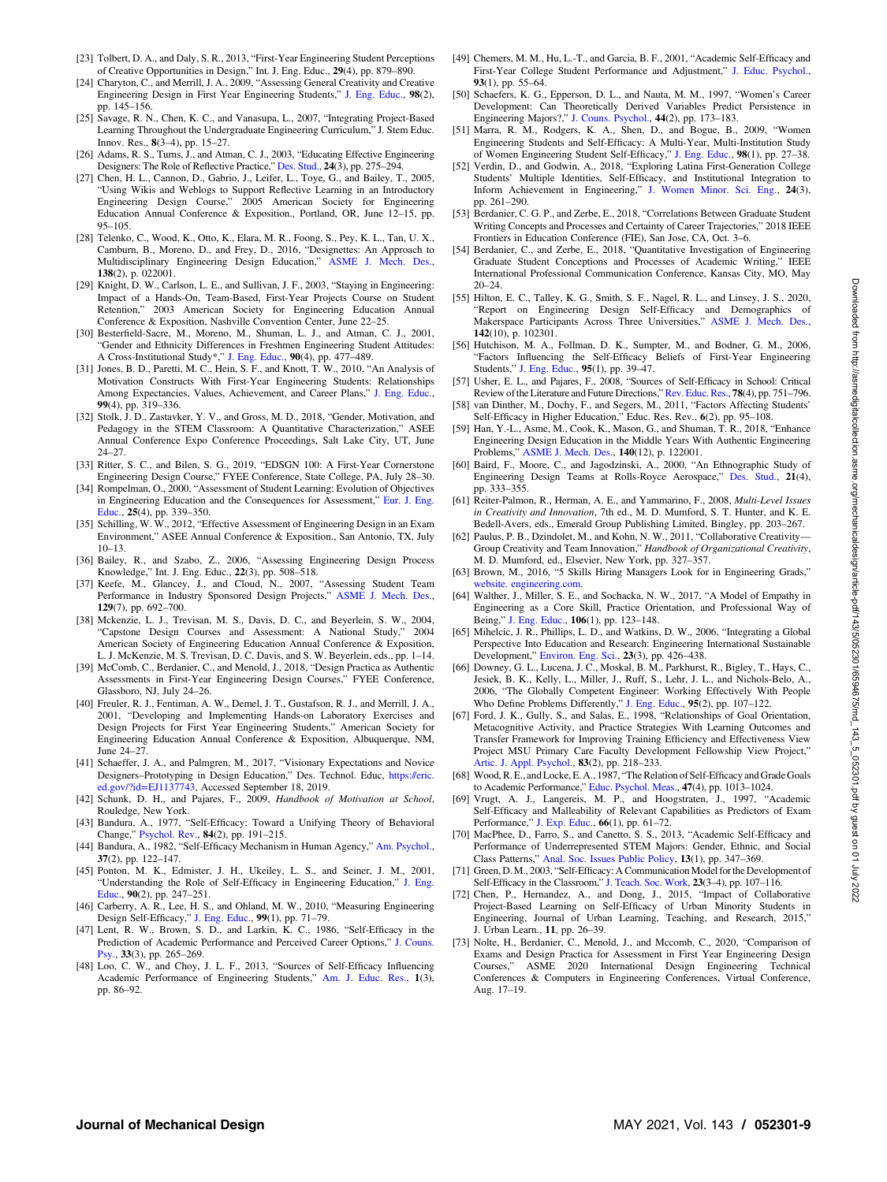[23] Tolbert, D. A., and Daly, S. R., 2013, "First-Year Engineering Student Perceptions of Creative Opportunities in Design," Int. J. Eng. Educ., **29**(4), pp. 879–890.

[24] Charyton, C., and Merrill, J. A., 2009, "Assessing General Creativity and Creative Engineering Design in First Year Engineering Students," J. Eng. Educ., **98**(2), pp. 145–156.

[25] Savage, R. N., Chen, K. C., and Vanasupa, L., 2007, "Integrating Project-Based Learning Throughout the Undergraduate Engineering Curriculum," J. Stem Educ. Innov. Res., **8**(3–4), pp. 15–27.

[26] Adams, R. S., Turns, J., and Atman, C. J., 2003, "Educating Effective Engineering Designers: The Role of Reflective Practice," Des. Stud., **24**(3), pp. 275–294.

[27] Chen, H. L., Cannon, D., Gabrio, J., Leifer, L., Toye, G., and Bailey, T., 2005, "Using Wikis and Weblogs to Support Reflective Learning in an Introductory Engineering Design Course," 2005 American Society for Engineering Education Annual Conference & Exposition., Portland, OR, June 12–15, pp. 95–105.

[28] Telenko, C., Wood, K., Otto, K., Elara, M. R., Foong, S., Pey, K. L., Tan, U. X., Camburn, B., Moreno, D., and Frey, D., 2016, "Designettes: An Approach to Multidisciplinary Engineering Design Education," ASME J. Mech. Des., **138**(2), p. 022001.

[29] Knight, D. W., Carlson, L. E., and Sullivan, J. F., 2003, "Staying in Engineering: Impact of a Hands-On, Team-Based, First-Year Projects Course on Student Retention," 2003 American Society for Engineering Education Annual Conference & Exposition, Nashville Convention Center, June 22–25.

[30] Besterfield-Sacre, M., Moreno, M., Shuman, L. J., and Atman, C. J., 2001, "Gender and Ethnicity Differences in Freshmen Engineering Student Attitudes: A Cross-Institutional Study*," J. Eng. Educ., **90**(4), pp. 477–489.

[31] Jones, B. D., Paretti, M. C., Hein, S. F., and Knott, T. W., 2010, "An Analysis of Motivation Constructs With First-Year Engineering Students: Relationships Among Expectancies, Values, Achievement, and Career Plans," J. Eng. Educ., **99**(4), pp. 319–336.

[32] Stolk, J. D., Zastavker, Y. V., and Gross, M. D., 2018, "Gender, Motivation, and Pedagogy in the STEM Classroom: A Quantitative Characterization," ASEE Annual Conference Expo Conference Proceedings, Salt Lake City, UT, June 24–27.

[33] Ritter, S. C., and Bilen, S. G., 2019, "EDSGN 100: A First-Year Cornerstone Engineering Design Course," FYEE Conference, State College, PA, July 28–30.

[34] Rompelman, O., 2000, "Assessment of Student Learning: Evolution of Objectives in Engineering Education and the Consequences for Assessment," Eur. J. Eng. Educ., **25**(4), pp. 339–350.

[35] Schilling, W. W., 2012, "Effective Assessment of Engineering Design in an Exam Environment," ASEE Annual Conference & Exposition., San Antonio, TX, July 10–13.

[36] Bailey, R., and Szabo, Z., 2006, "Assessing Engineering Design Process Knowledge," Int. J. Eng. Educ., **22**(3), pp. 508–518.

[37] Keefe, M., Glancey, J., and Cloud, N., 2007, "Assessing Student Team Performance in Industry Sponsored Design Projects," ASME J. Mech. Des., **129**(7), pp. 692–700.

[38] Mckenzie, L. J., Trevisan, M. S., Davis, D. C., and Beyerlein, S. W., 2004, "Capstone Design Courses and Assessment: A National Study," 2004 American Society of Engineering Education Annual Conference & Exposition, L. J. McKenzie, M. S. Trevisan, D. C. Davis, and S. W. Beyerlein, eds., pp. 1–14.

[39] McComb, C., Berdanier, C., and Menold, J., 2018, "Design Practica as Authentic Assessments in First-Year Engineering Design Courses," FYEE Conference, Glassboro, NJ, July 24–26.

[40] Freuler, R. J., Fentiman, A. W., Demel, J. T., Gustafson, R. J., and Merrill, J. A., 2001, "Developing and Implementing Hands-on Laboratory Exercises and Design Projects for First Year Engineering Students," American Society for Engineering Education Annual Conference & Exposition, Albuquerque, NM, June 24–27.

[41] Schaeffer, J. A., and Palmgren, M., 2017, "Visionary Expectations and Novice Designers–Prototyping in Design Education," Des. Technol. Educ, https://eric.ed.gov/?id=EJ1137743, Accessed September 18, 2019.

[42] Schunk, D. H., and Pajares, F., 2009, *Handbook of Motivation at School*, Rouledge, New York.

[43] Bandura, A., 1977, "Self-Efficacy: Toward a Unifying Theory of Behavioral Change," Psychol. Rev., **84**(2), pp. 191–215.

[44] Bandura, A., 1982, "Self-Efficacy Mechanism in Human Agency," Am. Psychol., **37**(2), pp. 122–147.

[45] Ponton, M. K., Edmister, J. H., Ukeiley, L. S., and Seiner, J. M., 2001, "Understanding the Role of Self-Efficacy in Engineering Education," J. Eng. Educ., **90**(2), pp. 247–251.

[46] Carberry, A. R., Lee, H. S., and Ohland, M. W., 2010, "Measuring Engineering Design Self-Efficacy," J. Eng. Educ., **99**(1), pp. 71–79.

[47] Lent, R. W., Brown, S. D., and Larkin, K. C., 1986, "Self-Efficacy in the Prediction of Academic Performance and Perceived Career Options," J. Couns. Psy., **33**(3), pp. 265–269.

[48] Loo, C. W., and Choy, J. L. F., 2013, "Sources of Self-Efficacy Influencing Academic Performance of Engineering Students," Am. J. Educ. Res., **1**(3), pp. 86–92.

[49] Chemers, M. M., Hu, L.-T., and Garcia, B. F., 2001, "Academic Self-Efficacy and First-Year College Student Performance and Adjustment," J. Educ. Psychol., **93**(1), pp. 55–64.

[50] Schaefers, K. G., Epperson, D. L., and Nauta, M. M., 1997, "Women's Career Development: Can Theoretically Derived Variables Predict Persistence in Engineering Majors?," J. Couns. Psychol., **44**(2), pp. 173–183.

[51] Marra, R. M., Rodgers, K. A., Shen, D., and Bogue, B., 2009, "Women Engineering Students and Self-Efficacy: A Multi-Year, Multi-Institution Study of Women Engineering Student Self-Efficacy," J. Eng. Educ., **98**(1), pp. 27–38.

[52] Verdin, D., and Godwin, A., 2018, "Exploring Latina First-Generation College Students' Multiple Identities, Self-Efficacy, and Institutional Integration to Inform Achievement in Engineering," J. Women Minor. Sci. Eng., **24**(3), pp. 261–290.

[53] Berdanier, C. G. P., and Zerbe, E., 2018, "Correlations Between Graduate Student Writing Concepts and Processes and Certainty of Career Trajectories," 2018 IEEE Frontiers in Education Conference (FIE), San Jose, CA, Oct. 3–6.

[54] Berdanier, C., and Zerbe, E., 2018, "Quantitative Investigation of Engineering Graduate Student Conceptions and Processes of Academic Writing," IEEE International Professional Communication Conference, Kansas City, MO, May 20–24.

[55] Hilton, E. C., Talley, K. G., Smith, S. F., Nagel, R. L., and Linsey, J. S., 2020, "Report on Engineering Design Self-Efficacy and Demographics of Makerspace Participants Across Three Universities," ASME J. Mech. Des., **142**(10), p. 102301.

[56] Hutchison, M. A., Follman, D. K., Sumpter, M., and Bodner, G. M., 2006, "Factors Influencing the Self-Efficacy Beliefs of First-Year Engineering Students," J. Eng. Educ., **95**(1), pp. 39–47.

[57] Usher, E. L., and Pajares, F., 2008, "Sources of Self-Efficacy in School: Critical Review of the Literature and Future Directions," Rev. Educ. Res., **78**(4), pp. 751–796.

[58] van Dinther, M., Dochy, F., and Segers, M., 2011, "Factors Affecting Students' Self-Efficacy in Higher Education," Educ. Res. Rev., **6**(2), pp. 95–108.

[59] Han, Y.-L., Asme, M., Cook, K., Mason, G., and Shuman, T. R., 2018, "Enhance Engineering Design Education in the Middle Years With Authentic Engineering Problems," ASME J. Mech. Des., **140**(12), p. 122001.

[60] Baird, F., Moore, C., and Jagodzinski, A., 2000, "An Ethnographic Study of Engineering Design Teams at Rolls-Royce Aerospace," Des. Stud., **21**(4), pp. 333–355.

[61] Reiter-Palmon, R., Herman, A. E., and Yammarino, F., 2008, *Multi-Level Issues in Creativity and Innovation*, 7th ed., M. D. Mumford, S. T. Hunter, and K. E. Bedell-Avers, eds., Emerald Group Publishing Limited, Bingley, pp. 203–267.

[62] Paulus, P. B., Dzindolet, M., and Kohn, N. W., 2011, "Collaborative Creativity—Group Creativity and Team Innovation," *Handbook of Organizational Creativity*, M. D. Mumford, ed., Elsevier, New York, pp. 327–357.

[63] Brown, M., 2016, "5 Skills Hiring Managers Look for in Engineering Grads," website. engineering.com.

[64] Walther, J., Miller, S. E., and Sochacka, N. W., 2017, "A Model of Empathy in Engineering as a Core Skill, Practice Orientation, and Professional Way of Being," J. Eng. Educ., **106**(1), pp. 123–148.

[65] Mihelcic, J. R., Phillips, L. D., and Watkins, D. W., 2006, "Integrating a Global Perspective Into Education and Research: Engineering International Sustainable Development," Environ. Eng. Sci., **23**(3), pp. 426–438.

[66] Downey, G. L., Lucena, J. C., Moskal, B. M., Parkhurst, R., Bigley, T., Hays, C., Jesiek, B. K., Kelly, L., Miller, J., Ruff, S., Lehr, J. L., and Nichols-Belo, A., 2006, "The Globally Competent Engineer: Working Effectively With People Who Define Problems Differently," J. Eng. Educ., **95**(2), pp. 107–122.

[67] Ford, J. K., Gully, S., and Salas, E., 1998, "Relationships of Goal Orientation, Metacognitive Activity, and Practice Strategies With Learning Outcomes and Transfer Framework for Improving Training Efficiency and Effectiveness View Project MSU Primary Care Faculty Development Fellowship View Project," Artic. J. Appl. Psychol., **83**(2), pp. 218–233.

[68] Wood, R. E., and Locke, E. A., 1987, "The Relation of Self-Efficacy and Grade Goals to Academic Performance," Educ. Psychol. Meas., **47**(4), pp. 1013–1024.

[69] Vrugt, A. J., Langereis, M. P., and Hoogstraten, J., 1997, "Academic Self-Efficacy and Malleability of Relevant Capabilities as Predictors of Exam Performance," J. Exp. Educ., **66**(1), pp. 61–72.

[70] MacPhee, D., Farro, S., and Canetto, S. S., 2013, "Academic Self-Efficacy and Performance of Underrepresented STEM Majors: Gender, Ethnic, and Social Class Patterns," Anal. Soc. Issues Public Policy, **13**(1), pp. 347–369.

[71] Green, D. M., 2003, "Self-Efficacy: A Communication Model for the Development of Self-Efficacy in the Classroom," J. Teach. Soc. Work, **23**(3–4), pp. 107–116.

[72] Chen, P., Hernandez, A., and Dong, J., 2015, "Impact of Collaborative Project-Based Learning on Self-Efficacy of Urban Minority Students in Engineering, Journal of Urban Learning, Teaching, and Research, 2015," J. Urban Learn., **11**, pp. 26–39.

[73] Nolte, H., Berdanier, C., Menold, J., and Mccomb, C., 2020, "Comparison of Exams and Design Practica for Assessment in First Year Engineering Design Courses," ASME 2020 International Design Engineering Technical Conferences & Computers in Engineering Conferences, Virtual Conference, Aug. 17–19.